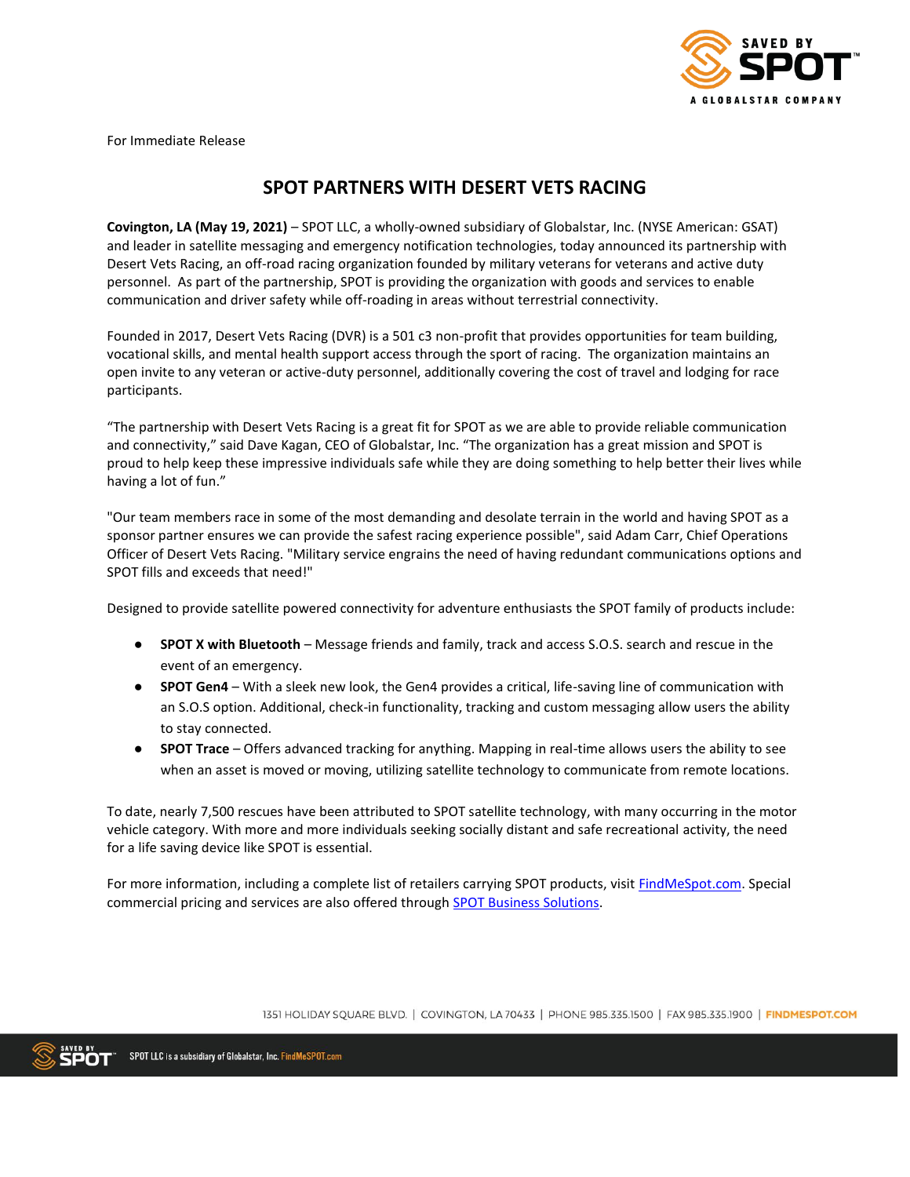For Immediate Release

# SPOT PARTNERS WITH DESERT VETS RACING

**Covington, LA (May 19, 2021)** – SPOT LLC, a wholly-owned subsidiary of Globalstar, Inc. (NYSE American: GSAT) and leader in satellite messaging and emergency notification technologies, today announced its partnership with Desert Vets Racing, an off-road racing organization founded by military veterans for veterans and active duty personnel. As part of the partnership, SPOT is providing the organization with goods and services to enable communication and driver safety while off-roading in areas without terrestrial connectivity.

Founded in 2017, Desert Vets Racing (DVR) is a 501 c3 non-profit that provides opportunities for team building, vocational skills, and mental health support access through the sport of racing. The organization maintains an open invite to any veteran or active-duty personnel, additionally covering the cost of travel and lodging for race participants.

"The partnership with Desert Vets Racing is a great fit for SPOT as we are able to provide reliable communication and connectivity," said Dave Kagan, CEO of Globalstar, Inc. "The organization has a great mission and SPOT is proud to help keep these impressive individuals safe while they are doing something to help better their lives while having a lot of fun."

"Our team members race in some of the most demanding and desolate terrain in the world and having SPOT as a sponsor partner ensures we can provide the safest racing experience possible", said Adam Carr, Chief Operations Officer of Desert Vets Racing. "Military service engrains the need of having redundant communications options and SPOT fills and exceeds that need!"

Designed to provide satellite powered connectivity for adventure enthusiasts the SPOT family of products include:

- **SPOT X with Bluetooth** – Message friends and family, track and access S.O.S. search and rescue in the event of an emergency.
- **SPOT Gen4** – With a sleek new look, the Gen4 provides a critical, life-saving line of communication with an S.O.S option. Additional, check-in functionality, tracking and custom messaging allow users the ability to stay connected.
- **SPOT Trace** – Offers advanced tracking for anything. Mapping in real-time allows users the ability to see when an asset is moved or moving, utilizing satellite technology to communicate from remote locations.

To date, nearly 7,500 rescues have been attributed to SPOT satellite technology, with many occurring in the motor vehicle category. With more and more individuals seeking socially distant and safe recreational activity, the need for a life saving device like SPOT is essential.

For more information, including a complete list of retailers carrying SPOT products, visit FindMeSpot.com. Special commercial pricing and services are also offered through SPOT Business Solutions.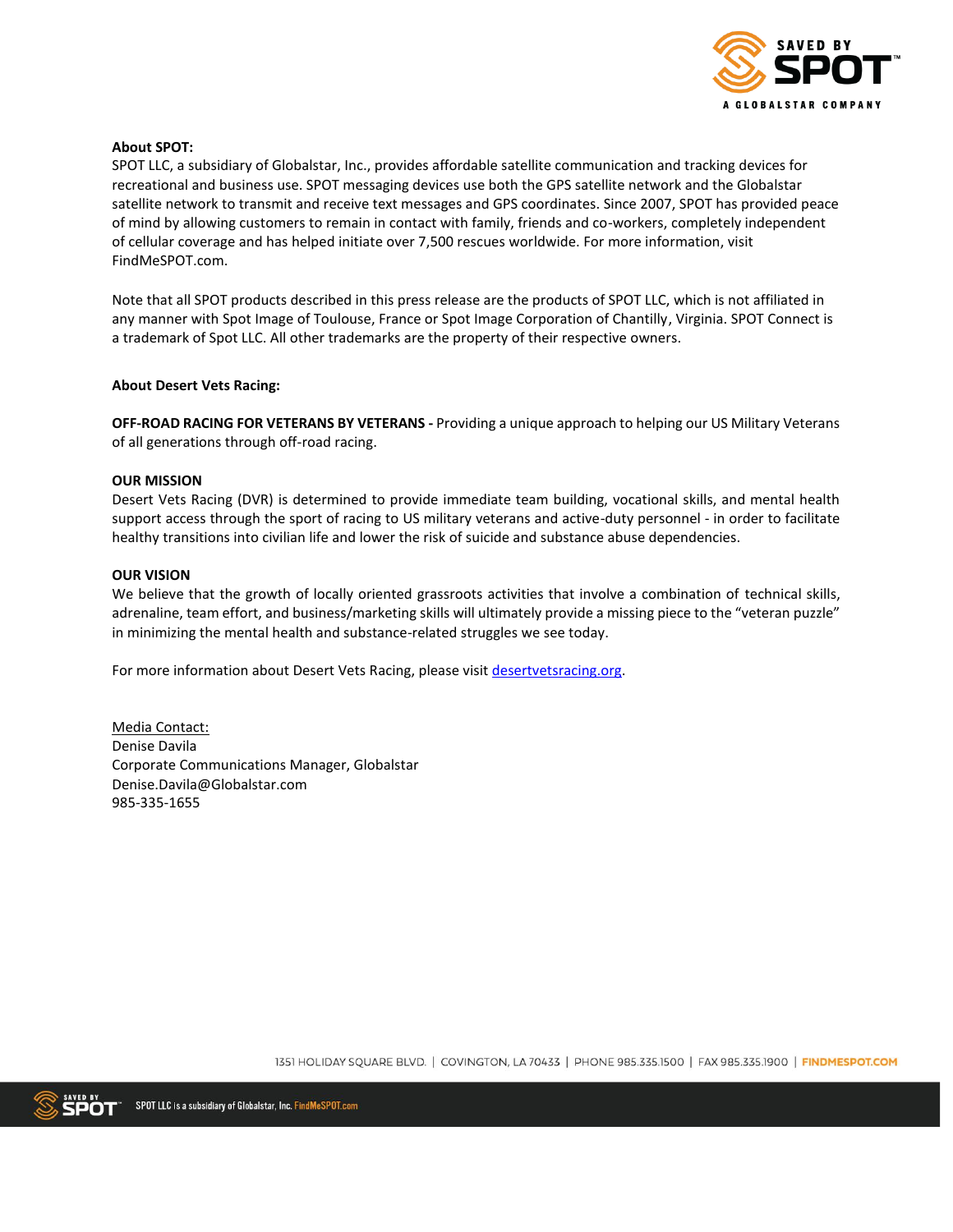**About SPOT:**
SPOT LLC, a subsidiary of Globalstar, Inc., provides affordable satellite communication and tracking devices for recreational and business use. SPOT messaging devices use both the GPS satellite network and the Globalstar satellite network to transmit and receive text messages and GPS coordinates. Since 2007, SPOT has provided peace of mind by allowing customers to remain in contact with family, friends and co-workers, completely independent of cellular coverage and has helped initiate over 7,500 rescues worldwide. For more information, visit FindMeSPOT.com.

Note that all SPOT products described in this press release are the products of SPOT LLC, which is not affiliated in any manner with Spot Image of Toulouse, France or Spot Image Corporation of Chantilly, Virginia. SPOT Connect is a trademark of Spot LLC. All other trademarks are the property of their respective owners.

**About Desert Vets Racing:**

**OFF-ROAD RACING FOR VETERANS BY VETERANS -** Providing a unique approach to helping our US Military Veterans of all generations through off-road racing.

**OUR MISSION**
Desert Vets Racing (DVR) is determined to provide immediate team building, vocational skills, and mental health support access through the sport of racing to US military veterans and active-duty personnel - in order to facilitate healthy transitions into civilian life and lower the risk of suicide and substance abuse dependencies.

**OUR VISION**
We believe that the growth of locally oriented grassroots activities that involve a combination of technical skills, adrenaline, team effort, and business/marketing skills will ultimately provide a missing piece to the "veteran puzzle" in minimizing the mental health and substance-related struggles we see today.

For more information about Desert Vets Racing, please visit [desertvetsracing.org](desertvetsracing.org).

Media Contact:
Denise Davila
Corporate Communications Manager, Globalstar
Denise.Davila@Globalstar.com
985-335-1655

1351 HOLIDAY SQUARE BLVD. | COVINGTON, LA 70433 | PHONE 985.335.1500 | FAX 985.335.1900 | FINDMESPOT.COM

SPOT LLC is a subsidiary of Globalstar, Inc. FindMeSPOT.com